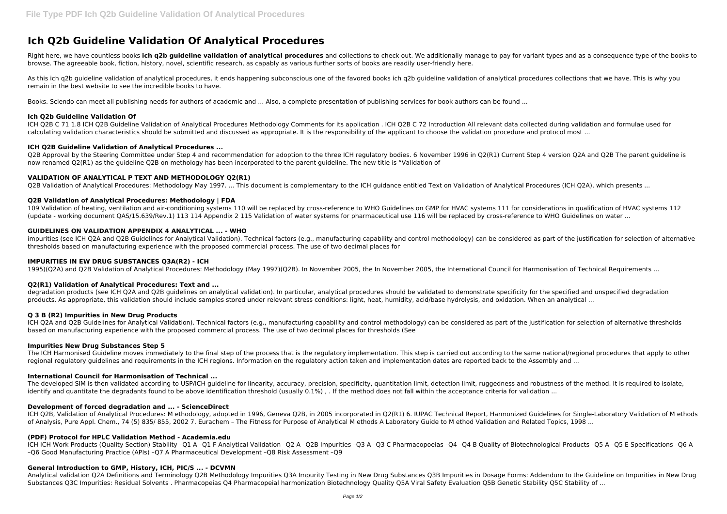# Ich Q2b Guideline Validation Of Analytical Procedures

Right here, we have countless books **ich q2b guideline validation of analytical procedures** and collections to check out. We additionally manage to pay for variant types and as a consequence type of the books to browse. The agreeable book, fiction, history, novel, scientific research, as capably as various further sorts of books are readily user-friendly here.

As this ich q2b guideline validation of analytical procedures, it ends happening subconscious one of the favored books ich q2b guideline validation of analytical procedures collections that we have. This is why you remain in the best website to see the incredible books to have.

Books. Sciendo can meet all publishing needs for authors of academic and ... Also, a complete presentation of publishing services for book authors can be found ...

### Ich Q2b Guideline Validation Of

ICH Q2B C 71 1.8 ICH Q2B Guideline Validation of Analytical Procedures Methodology Comments for its application . ICH Q2B C 72 Introduction All relevant data collected during validation and formulae used for calculating validation characteristics should be submitted and discussed as appropriate. It is the responsibility of the applicant to choose the validation procedure and protocol most ...

### ICH Q2B Guideline Validation of Analytical Procedures ...

Q2B Approval by the Steering Committee under Step 4 and recommendation for adoption to the three ICH regulatory bodies. 6 November 1996 in Q2(R1) Current Step 4 version Q2A and Q2B The parent guideline is now renamed Q2(R1) as the guideline Q2B on methology has been incorporated to the parent guideline. The new title is "Validation of

### VALIDATION OF ANALYTICAL P TEXT AND METHODOLOGY Q2(R1)

Q2B Validation of Analytical Procedures: Methodology May 1997. ... This document is complementary to the ICH guidance entitled Text on Validation of Analytical Procedures (ICH Q2A), which presents ...

### Q2B Validation of Analytical Procedures: Methodology | FDA

109 Validation of heating, ventilation and air-conditioning systems 110 will be replaced by cross-reference to WHO Guidelines on GMP for HVAC systems 111 for considerations in qualification of HVAC systems 112 (update - working document QAS/15.639/Rev.1) 113 114 Appendix 2 115 Validation of water systems for pharmaceutical use 116 will be replaced by cross-reference to WHO Guidelines on water ...

### GUIDELINES ON VALIDATION APPENDIX 4 ANALYTICAL ... - WHO

impurities (see ICH Q2A and Q2B Guidelines for Analytical Validation). Technical factors (e.g., manufacturing capability and control methodology) can be considered as part of the justification for selection of alternative thresholds based on manufacturing experience with the proposed commercial process. The use of two decimal places for

### IMPURITIES IN EW DRUG SUBSTANCES Q3A(R2) - ICH

1995)(Q2A) and Q2B Validation of Analytical Procedures: Methodology (May 1997)(Q2B). In November 2005, the In November 2005, the International Council for Harmonisation of Technical Requirements ...

### Q2(R1) Validation of Analytical Procedures: Text and ...

degradation products (see ICH Q2A and Q2B guidelines on analytical validation). In particular, analytical procedures should be validated to demonstrate specificity for the specified and unspecified degradation products. As appropriate, this validation should include samples stored under relevant stress conditions: light, heat, humidity, acid/base hydrolysis, and oxidation. When an analytical ...

### Q 3 B (R2) Impurities in New Drug Products

ICH Q2A and Q2B Guidelines for Analytical Validation). Technical factors (e.g., manufacturing capability and control methodology) can be considered as part of the justification for selection of alternative thresholds based on manufacturing experience with the proposed commercial process. The use of two decimal places for thresholds (See

### Impurities New Drug Substances Step 5

The ICH Harmonised Guideline moves immediately to the final step of the process that is the regulatory implementation. This step is carried out according to the same national/regional procedures that apply to other regional regulatory guidelines and requirements in the ICH regions. Information on the regulatory action taken and implementation dates are reported back to the Assembly and ...

### International Council for Harmonisation of Technical ...

The developed SIM is then validated according to USP/ICH guideline for linearity, accuracy, precision, specificity, quantitation limit, detection limit, ruggedness and robustness of the method. It is required to isolate, identify and quantitate the degradants found to be above identification threshold (usually 0.1%) , . If the method does not fall within the acceptance criteria for validation ...

### Development of forced degradation and ... - ScienceDirect

ICH Q2B, Validation of Analytical Procedures: M ethodology, adopted in 1996, Geneva Q2B, in 2005 incorporated in Q2(R1) 6. IUPAC Technical Report, Harmonized Guidelines for Single-Laboratory Validation of M ethods of Analysis, Pure Appl. Chem., 74 (5) 835/ 855, 2002 7. Eurachem – The Fitness for Purpose of Analytical M ethods A Laboratory Guide to M ethod Validation and Related Topics, 1998 ...

### (PDF) Protocol for HPLC Validation Method - Academia.edu

ICH ICH Work Products (Quality Section) Stability –Q1 A –Q1 F Analytical Validation –Q2 A –Q2B Impurities –Q3 A –Q3 C Pharmacopoeias –Q4 –Q4 B Quality of Biotechnological Products –Q5 A –Q5 E Specifications –Q6 A –Q6 Good Manufacturing Practice (APIs) –Q7 A Pharmaceutical Development –Q8 Risk Assessment –Q9

### General Introduction to GMP, History, ICH, PIC/S ... - DCVMN

Analytical validation Q2A Definitions and Terminology Q2B Methodology Impurities Q3A Impurity Testing in New Drug Substances Q3B Impurities in Dosage Forms: Addendum to the Guideline on Impurities in New Drug Substances Q3C Impurities: Residual Solvents . Pharmacopeias Q4 Pharmacopeial harmonization Biotechnology Quality Q5A Viral Safety Evaluation Q5B Genetic Stability Q5C Stability of ...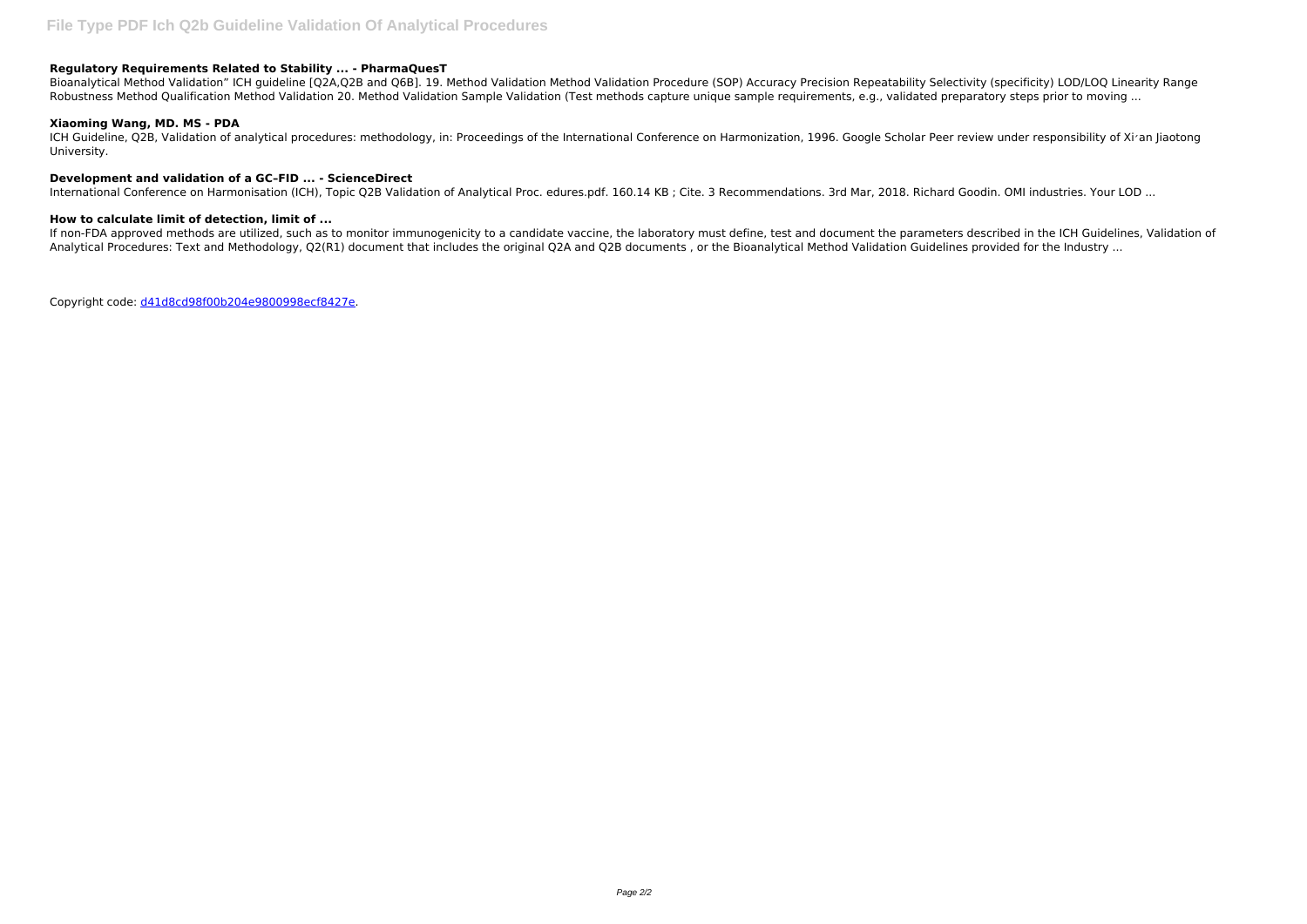### Regulatory Requirements Related to Stability ... - PharmaQuesT

Bioanalytical Method Validation" ICH guideline [Q2A,Q2B and Q6B]. 19. Method Validation Method Validation Procedure (SOP) Accuracy Precision Repeatability Selectivity (specificity) LOD/LOQ Linearity Range Robustness Method Qualification Method Validation 20. Method Validation Sample Validation (Test methods capture unique sample requirements, e.g., validated preparatory steps prior to moving ...

### Xiaoming Wang, MD. MS - PDA

ICH Guideline, Q2B, Validation of analytical procedures: methodology, in: Proceedings of the International Conference on Harmonization, 1996. Google Scholar Peer review under responsibility of Xi′an Jiaotong University.

### Development and validation of a GC–FID ... - ScienceDirect

International Conference on Harmonisation (ICH), Topic Q2B Validation of Analytical Proc. edures.pdf. 160.14 KB ; Cite. 3 Recommendations. 3rd Mar, 2018. Richard Goodin. OMI industries. Your LOD ...

### How to calculate limit of detection, limit of ...

If non-FDA approved methods are utilized, such as to monitor immunogenicity to a candidate vaccine, the laboratory must define, test and document the parameters described in the ICH Guidelines, Validation of Analytical Procedures: Text and Methodology, Q2(R1) document that includes the original Q2A and Q2B documents , or the Bioanalytical Method Validation Guidelines provided for the Industry ...

Copyright code: d41d8cd98f00b204e9800998ecf8427e.